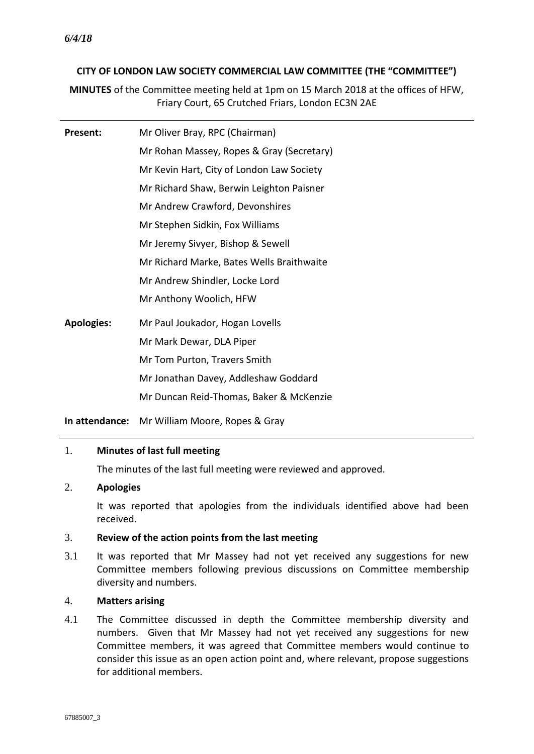*6/4/18*

**CITY OF LONDON LAW SOCIETY COMMERCIAL LAW COMMITTEE (THE "COMMITTEE")**

**MINUTES** of the Committee meeting held at 1pm on 15 March 2018 at the offices of HFW, Friary Court, 65 Crutched Friars, London EC3N 2AE

---

**Present:**

Mr Oliver Bray, RPC (Chairman)
Mr Rohan Massey, Ropes & Gray (Secretary)
Mr Kevin Hart, City of London Law Society
Mr Richard Shaw, Berwin Leighton Paisner
Mr Andrew Crawford, Devonshires
Mr Stephen Sidkin, Fox Williams
Mr Jeremy Sivyer, Bishop & Sewell
Mr Richard Marke, Bates Wells Braithwaite
Mr Andrew Shindler, Locke Lord
Mr Anthony Woolich, HFW

**Apologies:**

Mr Paul Joukador, Hogan Lovells
Mr Mark Dewar, DLA Piper
Mr Tom Purton, Travers Smith
Mr Jonathan Davey, Addleshaw Goddard
Mr Duncan Reid-Thomas, Baker & McKenzie

**In attendance:** Mr William Moore, Ropes & Gray

---

1. **Minutes of last full meeting**

   The minutes of the last full meeting were reviewed and approved.

2. **Apologies**

   It was reported that apologies from the individuals identified above had been received.

3. **Review of the action points from the last meeting**

3.1 It was reported that Mr Massey had not yet received any suggestions for new Committee members following previous discussions on Committee membership diversity and numbers.

4. **Matters arising**

4.1 The Committee discussed in depth the Committee membership diversity and numbers. Given that Mr Massey had not yet received any suggestions for new Committee members, it was agreed that Committee members would continue to consider this issue as an open action point and, where relevant, propose suggestions for additional members.

67885007_3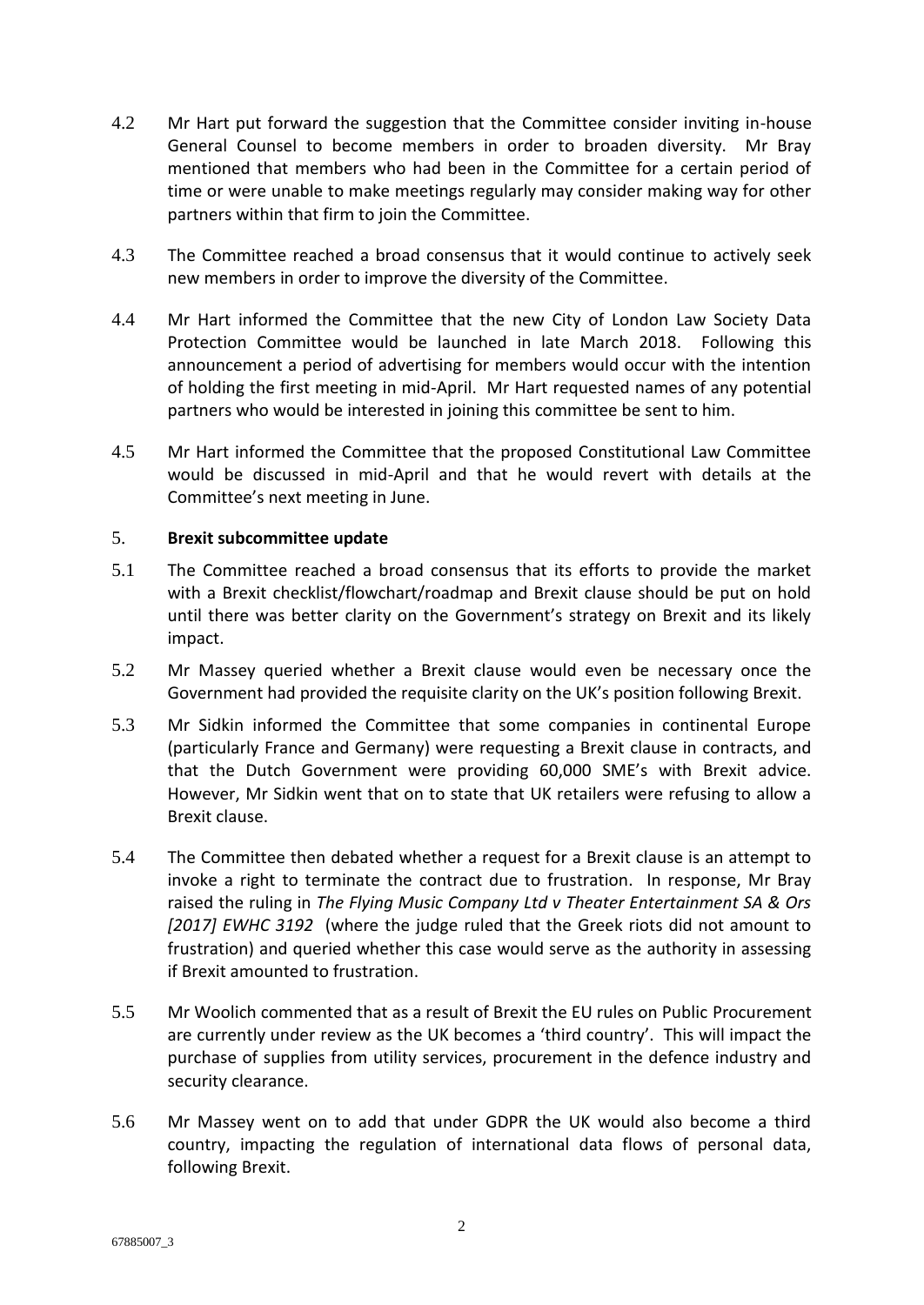4.2 Mr Hart put forward the suggestion that the Committee consider inviting in-house General Counsel to become members in order to broaden diversity. Mr Bray mentioned that members who had been in the Committee for a certain period of time or were unable to make meetings regularly may consider making way for other partners within that firm to join the Committee.

4.3 The Committee reached a broad consensus that it would continue to actively seek new members in order to improve the diversity of the Committee.

4.4 Mr Hart informed the Committee that the new City of London Law Society Data Protection Committee would be launched in late March 2018. Following this announcement a period of advertising for members would occur with the intention of holding the first meeting in mid-April. Mr Hart requested names of any potential partners who would be interested in joining this committee be sent to him.

4.5 Mr Hart informed the Committee that the proposed Constitutional Law Committee would be discussed in mid-April and that he would revert with details at the Committee's next meeting in June.

5. **Brexit subcommittee update**

5.1 The Committee reached a broad consensus that its efforts to provide the market with a Brexit checklist/flowchart/roadmap and Brexit clause should be put on hold until there was better clarity on the Government's strategy on Brexit and its likely impact.

5.2 Mr Massey queried whether a Brexit clause would even be necessary once the Government had provided the requisite clarity on the UK's position following Brexit.

5.3 Mr Sidkin informed the Committee that some companies in continental Europe (particularly France and Germany) were requesting a Brexit clause in contracts, and that the Dutch Government were providing 60,000 SME's with Brexit advice. However, Mr Sidkin went that on to state that UK retailers were refusing to allow a Brexit clause.

5.4 The Committee then debated whether a request for a Brexit clause is an attempt to invoke a right to terminate the contract due to frustration. In response, Mr Bray raised the ruling in *The Flying Music Company Ltd v Theater Entertainment SA & Ors [2017] EWHC 3192* (where the judge ruled that the Greek riots did not amount to frustration) and queried whether this case would serve as the authority in assessing if Brexit amounted to frustration.

5.5 Mr Woolich commented that as a result of Brexit the EU rules on Public Procurement are currently under review as the UK becomes a 'third country'. This will impact the purchase of supplies from utility services, procurement in the defence industry and security clearance.

5.6 Mr Massey went on to add that under GDPR the UK would also become a third country, impacting the regulation of international data flows of personal data, following Brexit.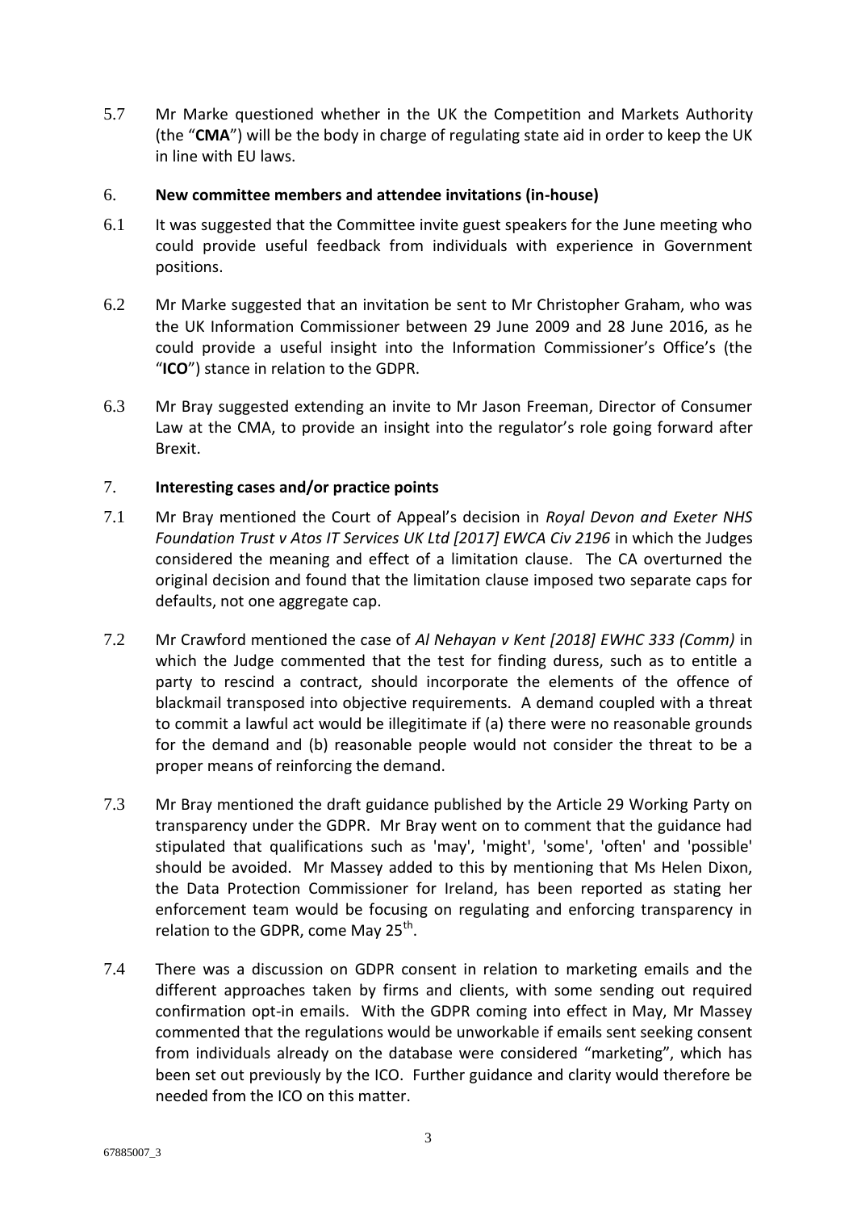5.7 Mr Marke questioned whether in the UK the Competition and Markets Authority (the "**CMA**") will be the body in charge of regulating state aid in order to keep the UK in line with EU laws.

## 6. New committee members and attendee invitations (in-house)

6.1 It was suggested that the Committee invite guest speakers for the June meeting who could provide useful feedback from individuals with experience in Government positions.

6.2 Mr Marke suggested that an invitation be sent to Mr Christopher Graham, who was the UK Information Commissioner between 29 June 2009 and 28 June 2016, as he could provide a useful insight into the Information Commissioner's Office's (the "**ICO**") stance in relation to the GDPR.

6.3 Mr Bray suggested extending an invite to Mr Jason Freeman, Director of Consumer Law at the CMA, to provide an insight into the regulator's role going forward after Brexit.

## 7. Interesting cases and/or practice points

7.1 Mr Bray mentioned the Court of Appeal's decision in *Royal Devon and Exeter NHS Foundation Trust v Atos IT Services UK Ltd [2017] EWCA Civ 2196* in which the Judges considered the meaning and effect of a limitation clause. The CA overturned the original decision and found that the limitation clause imposed two separate caps for defaults, not one aggregate cap.

7.2 Mr Crawford mentioned the case of *Al Nehayan v Kent [2018] EWHC 333 (Comm)* in which the Judge commented that the test for finding duress, such as to entitle a party to rescind a contract, should incorporate the elements of the offence of blackmail transposed into objective requirements. A demand coupled with a threat to commit a lawful act would be illegitimate if (a) there were no reasonable grounds for the demand and (b) reasonable people would not consider the threat to be a proper means of reinforcing the demand.

7.3 Mr Bray mentioned the draft guidance published by the Article 29 Working Party on transparency under the GDPR. Mr Bray went on to comment that the guidance had stipulated that qualifications such as 'may', 'might', 'some', 'often' and 'possible' should be avoided. Mr Massey added to this by mentioning that Ms Helen Dixon, the Data Protection Commissioner for Ireland, has been reported as stating her enforcement team would be focusing on regulating and enforcing transparency in relation to the GDPR, come May 25th.

7.4 There was a discussion on GDPR consent in relation to marketing emails and the different approaches taken by firms and clients, with some sending out required confirmation opt-in emails. With the GDPR coming into effect in May, Mr Massey commented that the regulations would be unworkable if emails sent seeking consent from individuals already on the database were considered "marketing", which has been set out previously by the ICO. Further guidance and clarity would therefore be needed from the ICO on this matter.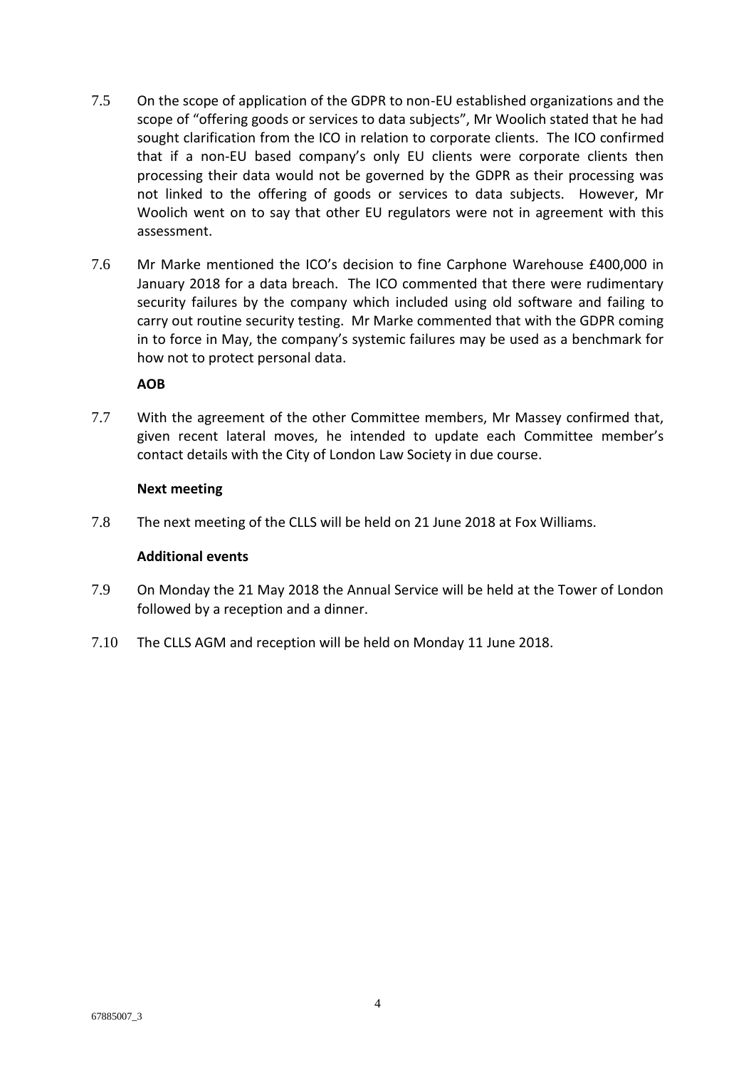7.5 On the scope of application of the GDPR to non-EU established organizations and the scope of "offering goods or services to data subjects", Mr Woolich stated that he had sought clarification from the ICO in relation to corporate clients. The ICO confirmed that if a non-EU based company's only EU clients were corporate clients then processing their data would not be governed by the GDPR as their processing was not linked to the offering of goods or services to data subjects. However, Mr Woolich went on to say that other EU regulators were not in agreement with this assessment.

7.6 Mr Marke mentioned the ICO's decision to fine Carphone Warehouse £400,000 in January 2018 for a data breach. The ICO commented that there were rudimentary security failures by the company which included using old software and failing to carry out routine security testing. Mr Marke commented that with the GDPR coming in to force in May, the company's systemic failures may be used as a benchmark for how not to protect personal data.

**AOB**

7.7 With the agreement of the other Committee members, Mr Massey confirmed that, given recent lateral moves, he intended to update each Committee member's contact details with the City of London Law Society in due course.

**Next meeting**

7.8 The next meeting of the CLLS will be held on 21 June 2018 at Fox Williams.

**Additional events**

7.9 On Monday the 21 May 2018 the Annual Service will be held at the Tower of London followed by a reception and a dinner.

7.10 The CLLS AGM and reception will be held on Monday 11 June 2018.

67885007_3